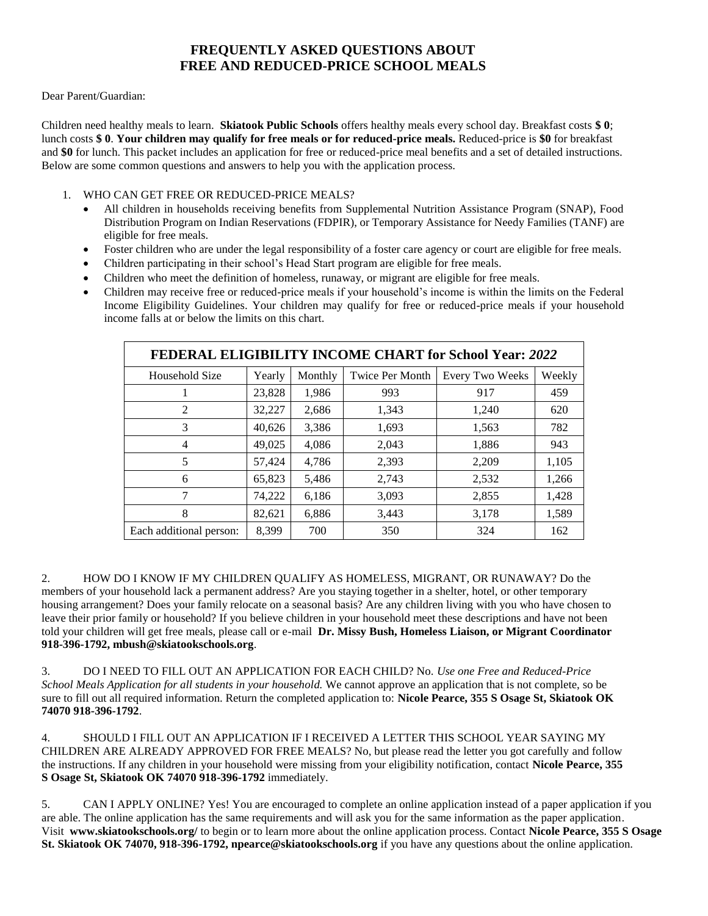# FREQUENTLY ASKED QUESTIONS ABOUT FREE AND REDUCED-PRICE SCHOOL MEALS

Dear Parent/Guardian:

Children need healthy meals to learn. **Skiatook Public Schools** offers healthy meals every school day. Breakfast costs **$ 0**; lunch costs **$ 0**. **Your children may qualify for free meals or for reduced-price meals.** Reduced-price is **$0** for breakfast and **$0** for lunch. This packet includes an application for free or reduced-price meal benefits and a set of detailed instructions. Below are some common questions and answers to help you with the application process.

1. WHO CAN GET FREE OR REDUCED-PRICE MEALS?
   - All children in households receiving benefits from Supplemental Nutrition Assistance Program (SNAP), Food Distribution Program on Indian Reservations (FDPIR), or Temporary Assistance for Needy Families (TANF) are eligible for free meals.
   - Foster children who are under the legal responsibility of a foster care agency or court are eligible for free meals.
   - Children participating in their school's Head Start program are eligible for free meals.
   - Children who meet the definition of homeless, runaway, or migrant are eligible for free meals.
   - Children may receive free or reduced-price meals if your household's income is within the limits on the Federal Income Eligibility Guidelines. Your children may qualify for free or reduced-price meals if your household income falls at or below the limits on this chart.

| **FEDERAL ELIGIBILITY INCOME CHART for School Year: *2022*** | | | | | |
|---|---|---|---|---|---|
| Household Size | Yearly | Monthly | Twice Per Month | Every Two Weeks | Weekly |
| 1 | 23,828 | 1,986 | 993 | 917 | 459 |
| 2 | 32,227 | 2,686 | 1,343 | 1,240 | 620 |
| 3 | 40,626 | 3,386 | 1,693 | 1,563 | 782 |
| 4 | 49,025 | 4,086 | 2,043 | 1,886 | 943 |
| 5 | 57,424 | 4,786 | 2,393 | 2,209 | 1,105 |
| 6 | 65,823 | 5,486 | 2,743 | 2,532 | 1,266 |
| 7 | 74,222 | 6,186 | 3,093 | 2,855 | 1,428 |
| 8 | 82,621 | 6,886 | 3,443 | 3,178 | 1,589 |
| Each additional person: | 8,399 | 700 | 350 | 324 | 162 |

2. HOW DO I KNOW IF MY CHILDREN QUALIFY AS HOMELESS, MIGRANT, OR RUNAWAY? Do the members of your household lack a permanent address? Are you staying together in a shelter, hotel, or other temporary housing arrangement? Does your family relocate on a seasonal basis? Are any children living with you who have chosen to leave their prior family or household? If you believe children in your household meet these descriptions and have not been told your children will get free meals, please call or e-mail **Dr. Missy Bush, Homeless Liaison, or Migrant Coordinator 918-396-1792, mbush@skiatookschools.org**.

3. DO I NEED TO FILL OUT AN APPLICATION FOR EACH CHILD? No. *Use one Free and Reduced-Price School Meals Application for all students in your household.* We cannot approve an application that is not complete, so be sure to fill out all required information. Return the completed application to: **Nicole Pearce, 355 S Osage St, Skiatook OK 74070 918-396-1792**.

4. SHOULD I FILL OUT AN APPLICATION IF I RECEIVED A LETTER THIS SCHOOL YEAR SAYING MY CHILDREN ARE ALREADY APPROVED FOR FREE MEALS? No, but please read the letter you got carefully and follow the instructions. If any children in your household were missing from your eligibility notification, contact **Nicole Pearce, 355 S Osage St, Skiatook OK 74070 918-396-1792** immediately.

5. CAN I APPLY ONLINE? Yes! You are encouraged to complete an online application instead of a paper application if you are able. The online application has the same requirements and will ask you for the same information as the paper application. Visit **www.skiatookschools.org/** to begin or to learn more about the online application process. Contact **Nicole Pearce, 355 S Osage St. Skiatook OK 74070, 918-396-1792, npearce@skiatookschools.org** if you have any questions about the online application.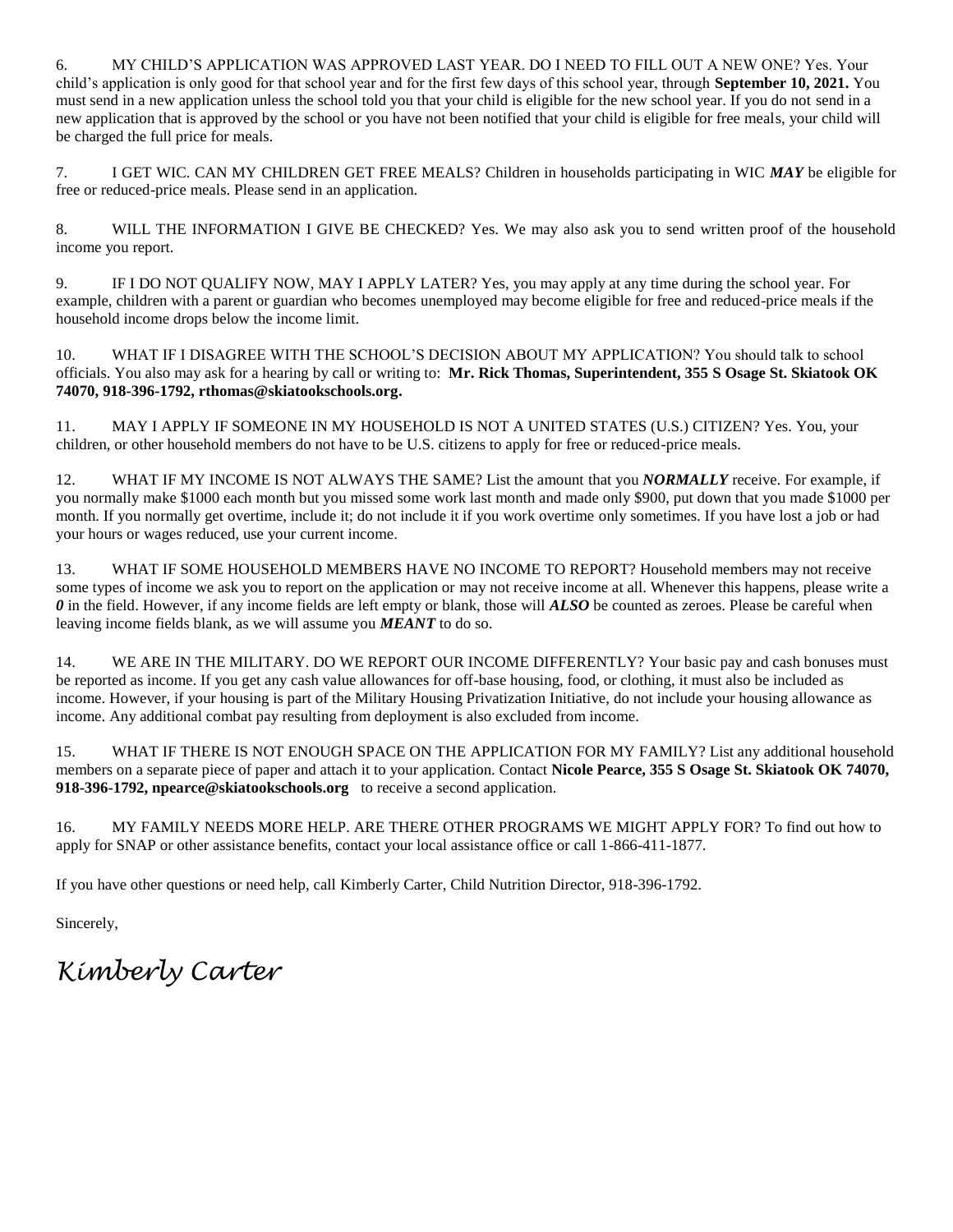6. MY CHILD'S APPLICATION WAS APPROVED LAST YEAR. DO I NEED TO FILL OUT A NEW ONE? Yes. Your child's application is only good for that school year and for the first few days of this school year, through **September 10, 2021.** You must send in a new application unless the school told you that your child is eligible for the new school year. If you do not send in a new application that is approved by the school or you have not been notified that your child is eligible for free meals, your child will be charged the full price for meals.

7. I GET WIC. CAN MY CHILDREN GET FREE MEALS? Children in households participating in WIC ***MAY*** be eligible for free or reduced-price meals. Please send in an application.

8. WILL THE INFORMATION I GIVE BE CHECKED? Yes. We may also ask you to send written proof of the household income you report.

9. IF I DO NOT QUALIFY NOW, MAY I APPLY LATER? Yes, you may apply at any time during the school year. For example, children with a parent or guardian who becomes unemployed may become eligible for free and reduced-price meals if the household income drops below the income limit.

10. WHAT IF I DISAGREE WITH THE SCHOOL'S DECISION ABOUT MY APPLICATION? You should talk to school officials. You also may ask for a hearing by call or writing to: **Mr. Rick Thomas, Superintendent, 355 S Osage St. Skiatook OK 74070, 918-396-1792, rthomas@skiatookschools.org.**

11. MAY I APPLY IF SOMEONE IN MY HOUSEHOLD IS NOT A UNITED STATES (U.S.) CITIZEN? Yes. You, your children, or other household members do not have to be U.S. citizens to apply for free or reduced-price meals.

12. WHAT IF MY INCOME IS NOT ALWAYS THE SAME? List the amount that you ***NORMALLY*** receive. For example, if you normally make $1000 each month but you missed some work last month and made only $900, put down that you made $1000 per month. If you normally get overtime, include it; do not include it if you work overtime only sometimes. If you have lost a job or had your hours or wages reduced, use your current income.

13. WHAT IF SOME HOUSEHOLD MEMBERS HAVE NO INCOME TO REPORT? Household members may not receive some types of income we ask you to report on the application or may not receive income at all. Whenever this happens, please write a ***0*** in the field. However, if any income fields are left empty or blank, those will ***ALSO*** be counted as zeroes. Please be careful when leaving income fields blank, as we will assume you ***MEANT*** to do so.

14. WE ARE IN THE MILITARY. DO WE REPORT OUR INCOME DIFFERENTLY? Your basic pay and cash bonuses must be reported as income. If you get any cash value allowances for off-base housing, food, or clothing, it must also be included as income. However, if your housing is part of the Military Housing Privatization Initiative, do not include your housing allowance as income. Any additional combat pay resulting from deployment is also excluded from income.

15. WHAT IF THERE IS NOT ENOUGH SPACE ON THE APPLICATION FOR MY FAMILY? List any additional household members on a separate piece of paper and attach it to your application. Contact **Nicole Pearce, 355 S Osage St. Skiatook OK 74070, 918-396-1792, npearce@skiatookschools.org** to receive a second application.

16. MY FAMILY NEEDS MORE HELP. ARE THERE OTHER PROGRAMS WE MIGHT APPLY FOR? To find out how to apply for SNAP or other assistance benefits, contact your local assistance office or call 1-866-411-1877.

If you have other questions or need help, call Kimberly Carter, Child Nutrition Director, 918-396-1792.

Sincerely,

*Kimberly Carter*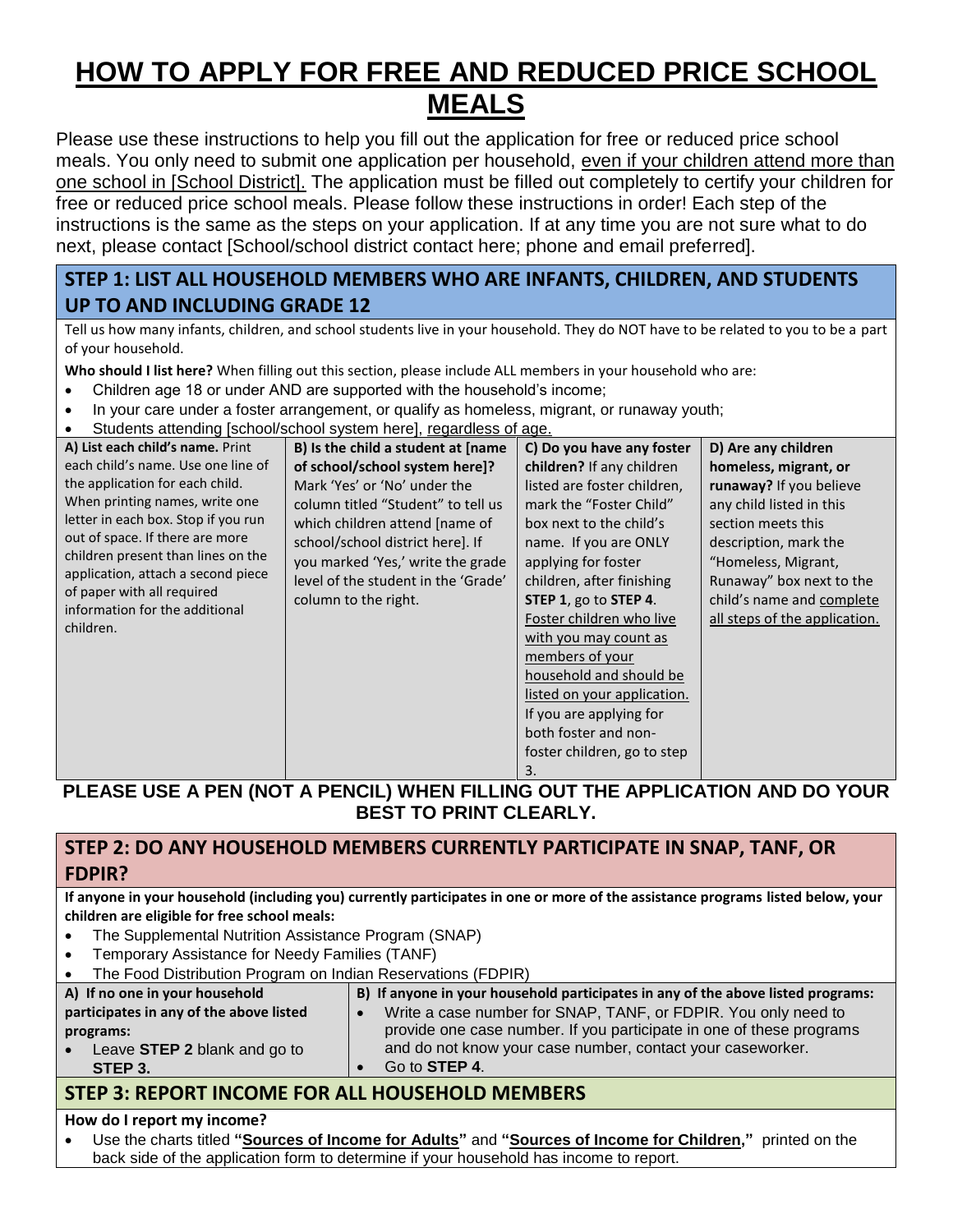# HOW TO APPLY FOR FREE AND REDUCED PRICE SCHOOL MEALS

Please use these instructions to help you fill out the application for free or reduced price school meals. You only need to submit one application per household, <u>even if your children attend more than one school in [School District].</u> The application must be filled out completely to certify your children for free or reduced price school meals. Please follow these instructions in order! Each step of the instructions is the same as the steps on your application. If at any time you are not sure what to do next, please contact [School/school district contact here; phone and email preferred].

## STEP 1: LIST ALL HOUSEHOLD MEMBERS WHO ARE INFANTS, CHILDREN, AND STUDENTS UP TO AND INCLUDING GRADE 12

Tell us how many infants, children, and school students live in your household. They do NOT have to be related to you to be a part of your household.

**Who should I list here?** When filling out this section, please include ALL members in your household who are:

- Children age 18 or under AND are supported with the household's income;
- In your care under a foster arrangement, or qualify as homeless, migrant, or runaway youth;
- Students attending [school/school system here], <u>regardless of age.</u>

| A) List each child's name. | B) Is the child a student at [name of school/school system here]? | C) Do you have any foster children? | D) Are any children homeless, migrant, or runaway? |
|---|---|---|---|
| Print each child's name. Use one line of the application for each child. When printing names, write one letter in each box. Stop if you run out of space. If there are more children present than lines on the application, attach a second piece of paper with all required information for the additional children. | Mark 'Yes' or 'No' under the column titled "Student" to tell us which children attend [name of school/school district here]. If you marked 'Yes,' write the grade level of the student in the 'Grade' column to the right. | If any children listed are foster children, mark the "Foster Child" box next to the child's name. If you are ONLY applying for foster children, after finishing **STEP 1**, go to **STEP 4**. <u>Foster children who live with you may count as members of your household and should be listed on your application.</u> If you are applying for both foster and non-foster children, go to step 3. | If you believe any child listed in this section meets this description, mark the "Homeless, Migrant, Runaway" box next to the child's name and <u>complete all steps of the application.</u> |

**PLEASE USE A PEN (NOT A PENCIL) WHEN FILLING OUT THE APPLICATION AND DO YOUR BEST TO PRINT CLEARLY.**

## STEP 2: DO ANY HOUSEHOLD MEMBERS CURRENTLY PARTICIPATE IN SNAP, TANF, OR FDPIR?

**If anyone in your household (including you) currently participates in one or more of the assistance programs listed below, your children are eligible for free school meals:**

- The Supplemental Nutrition Assistance Program (SNAP)
- Temporary Assistance for Needy Families (TANF)
- The Food Distribution Program on Indian Reservations (FDPIR)

| A) If no one in your household participates in any of the above listed programs: | B) If anyone in your household participates in any of the above listed programs: |
|---|---|
| • Leave **STEP 2** blank and go to **STEP 3.** | • Write a case number for SNAP, TANF, or FDPIR. You only need to provide one case number. If you participate in one of these programs and do not know your case number, contact your caseworker.<br>• Go to **STEP 4**. |

## STEP 3: REPORT INCOME FOR ALL HOUSEHOLD MEMBERS

**How do I report my income?**

- Use the charts titled **"<u>Sources of Income for Adults</u>"** and **"<u>Sources of Income for Children</u>,"** printed on the back side of the application form to determine if your household has income to report.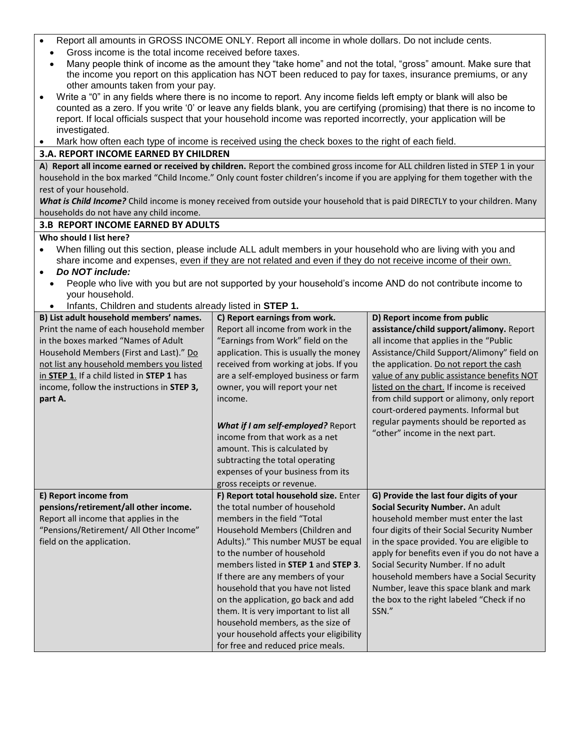- Report all amounts in GROSS INCOME ONLY. Report all income in whole dollars. Do not include cents.
  - Gross income is the total income received before taxes.
  - Many people think of income as the amount they "take home" and not the total, "gross" amount. Make sure that the income you report on this application has NOT been reduced to pay for taxes, insurance premiums, or any other amounts taken from your pay.
- Write a "0" in any fields where there is no income to report. Any income fields left empty or blank will also be counted as a zero. If you write '0' or leave any fields blank, you are certifying (promising) that there is no income to report. If local officials suspect that your household income was reported incorrectly, your application will be investigated.
- Mark how often each type of income is received using the check boxes to the right of each field.

### 3.A. REPORT INCOME EARNED BY CHILDREN

**A**) **Report all income earned or received by children.** Report the combined gross income for ALL children listed in STEP 1 in your household in the box marked "Child Income." Only count foster children's income if you are applying for them together with the rest of your household.

***What is Child Income?*** Child income is money received from outside your household that is paid DIRECTLY to your children. Many households do not have any child income.

### 3.B REPORT INCOME EARNED BY ADULTS

**Who should I list here?**

- When filling out this section, please include ALL adult members in your household who are living with you and share income and expenses, <u>even if they are not related and even if they do not receive income of their own.</u>
- ***Do NOT include:***
  - People who live with you but are not supported by your household's income AND do not contribute income to your household.
  - Infants, Children and students already listed in **STEP 1.**

| | | |
|---|---|---|
| **B) List adult household members' names.** Print the name of each household member in the boxes marked "Names of Adult Household Members (First and Last)." <u>Do not list any household members you listed in **STEP 1**</u>. If a child listed in **STEP 1** has income, follow the instructions in **STEP 3, part A.** | **C) Report earnings from work.** Report all income from work in the "Earnings from Work" field on the application. This is usually the money received from working at jobs. If you are a self-employed business or farm owner, you will report your net income.<br><br>***What if I am self-employed?*** Report income from that work as a net amount. This is calculated by subtracting the total operating expenses of your business from its gross receipts or revenue. | **D) Report income from public assistance/child support/alimony.** Report all income that applies in the "Public Assistance/Child Support/Alimony" field on the application. <u>Do not report the cash value of any public assistance benefits NOT listed on the chart.</u> If income is received from child support or alimony, only report court-ordered payments. Informal but regular payments should be reported as "other" income in the next part. |
| **E) Report income from pensions/retirement/all other income.** Report all income that applies in the "Pensions/Retirement/ All Other Income" field on the application. | **F) Report total household size.** Enter the total number of household members in the field "Total Household Members (Children and Adults)." This number MUST be equal to the number of household members listed in **STEP 1** and **STEP 3**. If there are any members of your household that you have not listed on the application, go back and add them. It is very important to list all household members, as the size of your household affects your eligibility for free and reduced price meals. | **G) Provide the last four digits of your Social Security Number.** An adult household member must enter the last four digits of their Social Security Number in the space provided. You are eligible to apply for benefits even if you do not have a Social Security Number. If no adult household members have a Social Security Number, leave this space blank and mark the box to the right labeled "Check if no SSN." |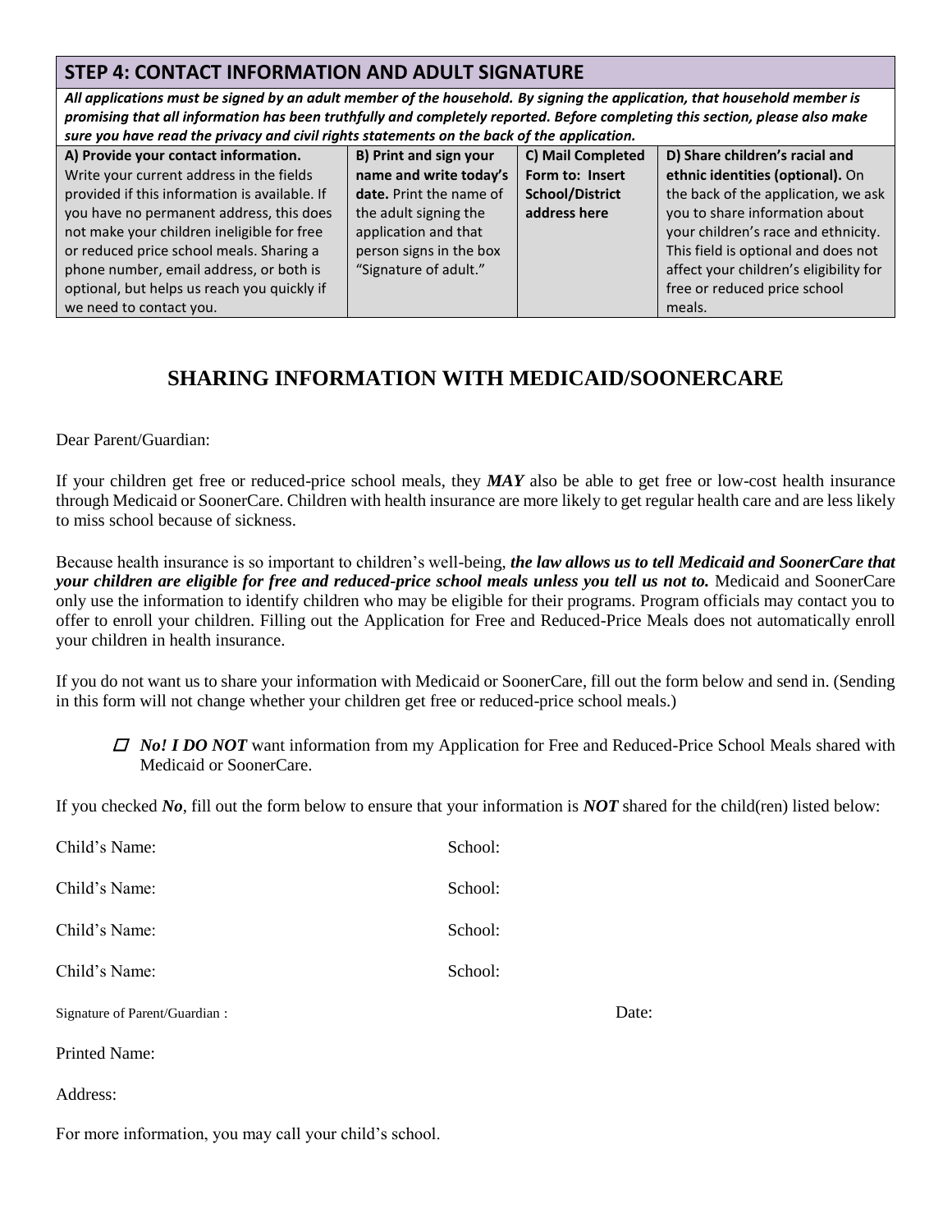## STEP 4: CONTACT INFORMATION AND ADULT SIGNATURE

***All applications must be signed by an adult member of the household. By signing the application, that household member is promising that all information has been truthfully and completely reported. Before completing this section, please also make sure you have read the privacy and civil rights statements on the back of the application.***

| | | | |
|---|---|---|---|
| **A) Provide your contact information.** Write your current address in the fields provided if this information is available. If you have no permanent address, this does not make your children ineligible for free or reduced price school meals. Sharing a phone number, email address, or both is optional, but helps us reach you quickly if we need to contact you. | **B) Print and sign your name and write today's date.** Print the name of the adult signing the application and that person signs in the box "Signature of adult." | **C) Mail Completed Form to: Insert School/District address here** | **D) Share children's racial and ethnic identities (optional).** On the back of the application, we ask you to share information about your children's race and ethnicity. This field is optional and does not affect your children's eligibility for free or reduced price school meals. |

## SHARING INFORMATION WITH MEDICAID/SOONERCARE

Dear Parent/Guardian:

If your children get free or reduced-price school meals, they ***MAY*** also be able to get free or low-cost health insurance through Medicaid or SoonerCare. Children with health insurance are more likely to get regular health care and are less likely to miss school because of sickness.

Because health insurance is so important to children's well-being, ***the law allows us to tell Medicaid and SoonerCare that your children are eligible for free and reduced-price school meals unless you tell us not to.*** Medicaid and SoonerCare only use the information to identify children who may be eligible for their programs. Program officials may contact you to offer to enroll your children. Filling out the Application for Free and Reduced-Price Meals does not automatically enroll your children in health insurance.

If you do not want us to share your information with Medicaid or SoonerCare, fill out the form below and send in. (Sending in this form will not change whether your children get free or reduced-price school meals.)

☐ ***No! I DO NOT*** want information from my Application for Free and Reduced-Price School Meals shared with Medicaid or SoonerCare.

If you checked ***No***, fill out the form below to ensure that your information is ***NOT*** shared for the child(ren) listed below:

Child's Name: School:

Child's Name: School:

Child's Name: School:

Child's Name: School:

Signature of Parent/Guardian : Date:

Printed Name:

Address:

For more information, you may call your child's school.